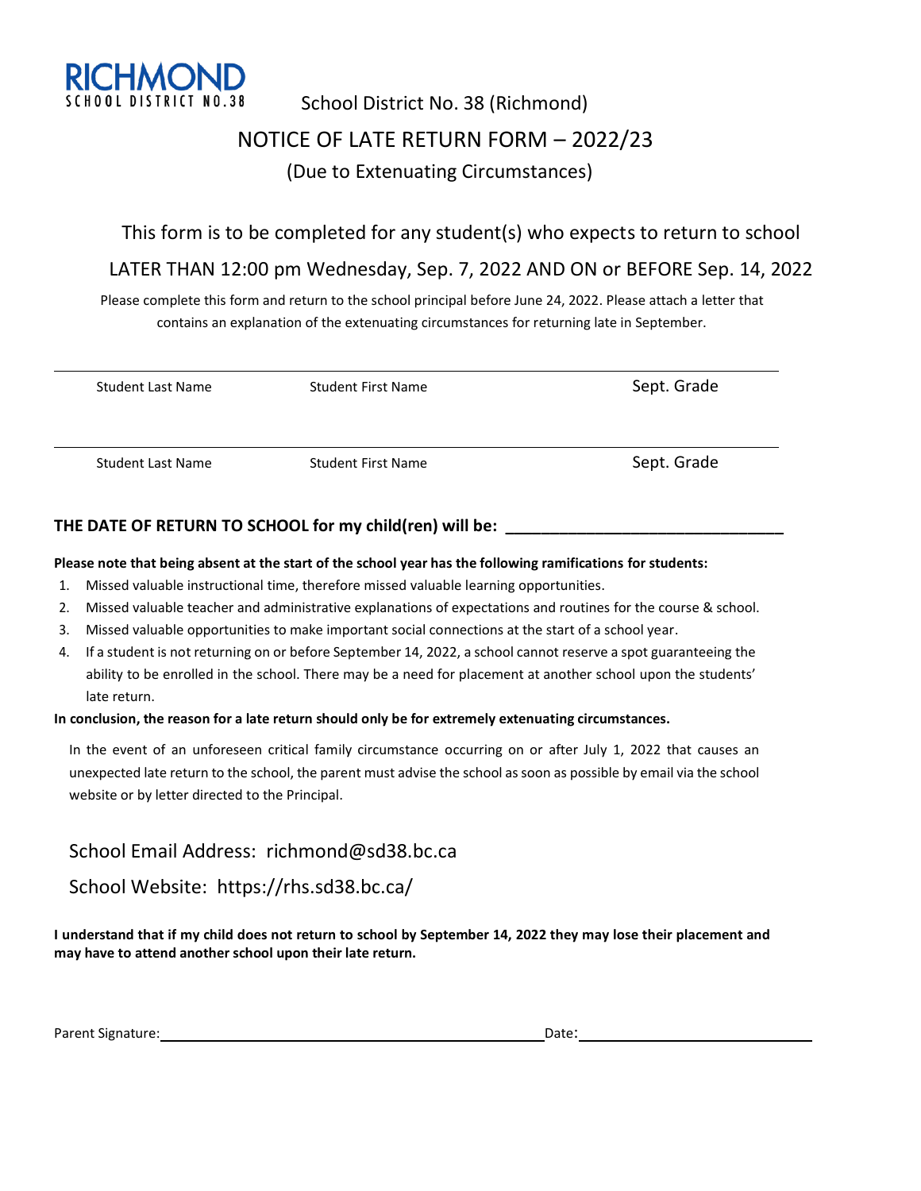RICHMOND
SCHOOL DISTRICT NO.38

School District No. 38 (Richmond)

# NOTICE OF LATE RETURN FORM – 2022/23

## (Due to Extenuating Circumstances)

This form is to be completed for any student(s) who expects to return to school

LATER THAN 12:00 pm Wednesday, Sep. 7, 2022 AND ON or BEFORE Sep. 14, 2022

Please complete this form and return to the school principal before June 24, 2022. Please attach a letter that contains an explanation of the extenuating circumstances for returning late in September.

| Student Last Name | Student First Name | Sept. Grade |
|---|---|---|
| | | |
| Student Last Name | Student First Name | Sept. Grade |
| | | |

**THE DATE OF RETURN TO SCHOOL for my child(ren) will be: ______________________________**

**Please note that being absent at the start of the school year has the following ramifications for students:**

1. Missed valuable instructional time, therefore missed valuable learning opportunities.
2. Missed valuable teacher and administrative explanations of expectations and routines for the course & school.
3. Missed valuable opportunities to make important social connections at the start of a school year.
4. If a student is not returning on or before September 14, 2022, a school cannot reserve a spot guaranteeing the ability to be enrolled in the school. There may be a need for placement at another school upon the students' late return.

**In conclusion, the reason for a late return should only be for extremely extenuating circumstances.**

In the event of an unforeseen critical family circumstance occurring on or after July 1, 2022 that causes an unexpected late return to the school, the parent must advise the school as soon as possible by email via the school website or by letter directed to the Principal.

School Email Address: richmond@sd38.bc.ca

School Website: https://rhs.sd38.bc.ca/

**I understand that if my child does not return to school by September 14, 2022 they may lose their placement and may have to attend another school upon their late return.**

Parent Signature: ______________________________ Date: ______________________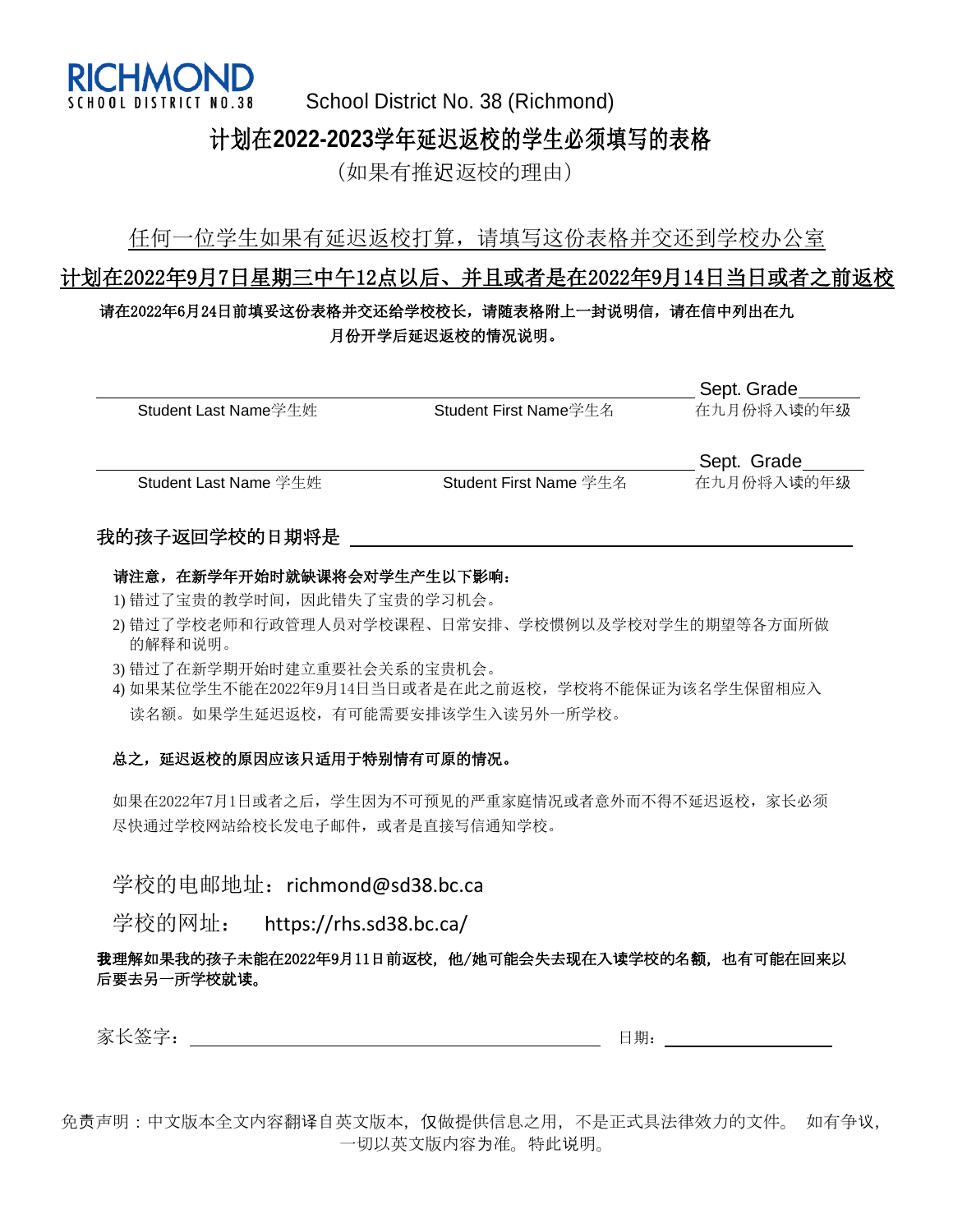RICHMOND SCHOOL DISTRICT NO.38 School District No. 38 (Richmond)

# 计划在2022-2023学年延迟返校的学生必须填写的表格

（如果有推迟返校的理由）

任何一位学生如果有延迟返校打算，请填写这份表格并交还到学校办公室

**计划在2022年9月7日星期三中午12点以后、并且或者是在2022年9月14日当日或者之前返校**

**请在2022年6月24日前填妥这份表格并交还给学校校长，请随表格附上一封说明信，请在信中列出在九月份开学后延迟返校的情况说明。**

| | | |
|---|---|---|
| Student Last Name学生姓 | Student First Name学生名 | Sept. Grade______ 在九月份将入读的年级 |
| Student Last Name 学生姓 | Student First Name 学生名 | Sept. Grade______ 在九月份将入读的年级 |

我的孩子返回学校的日期将是 ______________________________

**请注意，在新学年开始时就缺课将会对学生产生以下影响：**

1) 错过了宝贵的教学时间，因此错失了宝贵的学习机会。
2) 错过了学校老师和行政管理人员对学校课程、日常安排、学校惯例以及学校对学生的期望等各方面所做的解释和说明。
3) 错过了在新学期开始时建立重要社会关系的宝贵机会。
4) 如果某位学生不能在2022年9月14日当日或者是在此之前返校，学校将不能保证为该名学生保留相应入读名额。如果学生延迟返校，有可能需要安排该学生入读另外一所学校。

**总之，延迟返校的原因应该只适用于特别情有可原的情况。**

如果在2022年7月1日或者之后，学生因为不可预见的严重家庭情况或者意外而不得不延迟返校，家长必须尽快通过学校网站给校长发电子邮件，或者是直接写信通知学校。

学校的电邮地址：richmond@sd38.bc.ca

学校的网址： https://rhs.sd38.bc.ca/

**我理解如果我的孩子未能在2022年9月11日前返校，他/她可能会失去现在入读学校的名额，也有可能在回来以后要去另一所学校就读。**

家长签字：______________________________ 日期：____________________

免责声明：中文版本全文内容翻译自英文版本，仅做提供信息之用，不是正式具法律效力的文件。 如有争议，一切以英文版内容为准。特此说明。